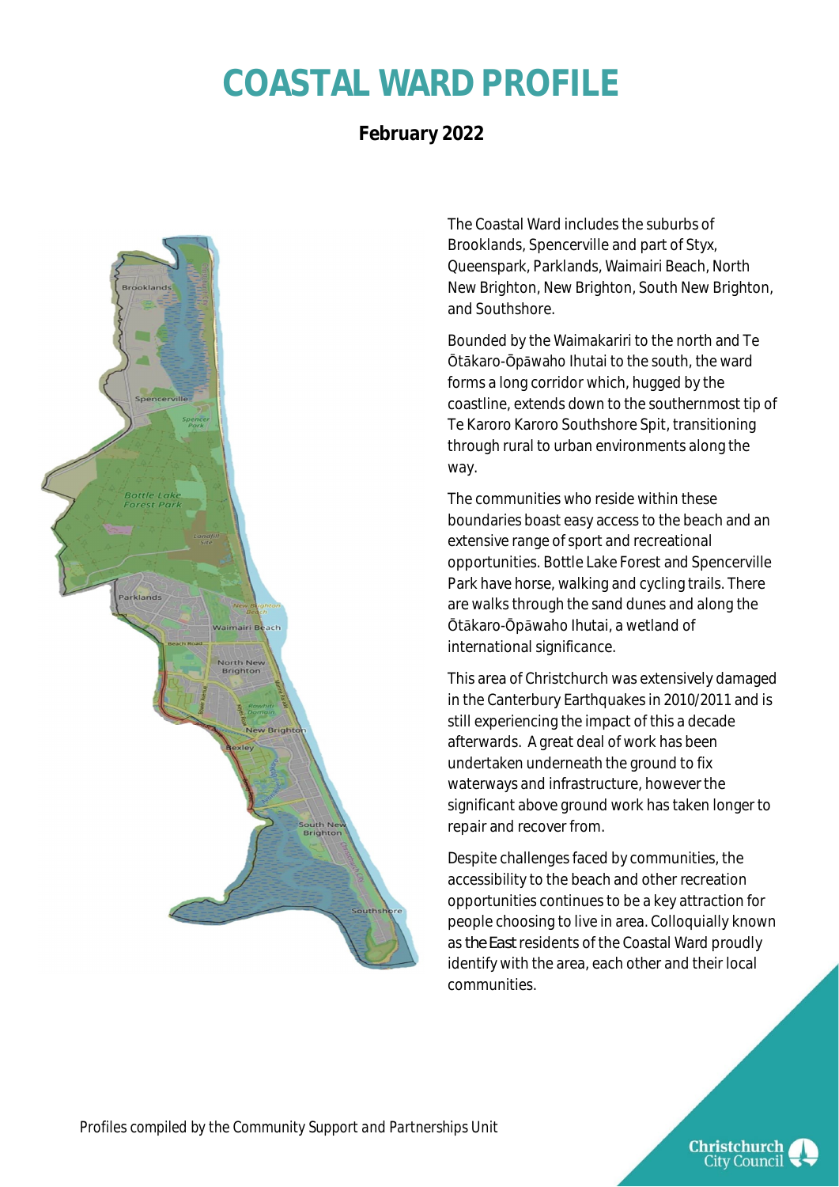# COASTAL WARD PROFILE

**February 2022**

The Coastal Ward includes the suburbs of Brooklands, Spencerville and part of Styx, Queenspark, Parklands, Waimairi Beach, North New Brighton, New Brighton, South New Brighton, and Southshore.

Bounded by the Waimakariri to the north and Te Ōtākaro-Ōpāwaho Ihutai to the south, the ward forms a long corridor which, hugged by the coastline, extends down to the southernmost tip of Te Karoro Karoro Southshore Spit, transitioning through rural to urban environments along the way.

The communities who reside within these boundaries boast easy access to the beach and an extensive range of sport and recreational opportunities. Bottle Lake Forest and Spencerville Park have horse, walking and cycling trails. There are walks through the sand dunes and along the Ōtākaro-Ōpāwaho Ihutai, a wetland of international significance.

This area of Christchurch was extensively damaged in the Canterbury Earthquakes in 2010/2011 and is still experiencing the impact of this a decade afterwards. A great deal of work has been undertaken underneath the ground to fix waterways and infrastructure, however the significant above ground work has taken longer to repair and recover from.

Despite challenges faced by communities, the accessibility to the beach and other recreation opportunities continues to be a key attraction for people choosing to live in area. Colloquially known as *the East* residents of the Coastal Ward proudly identify with the area, each other and their local communities.

Profiles compiled by the Community Support and Partnerships Unit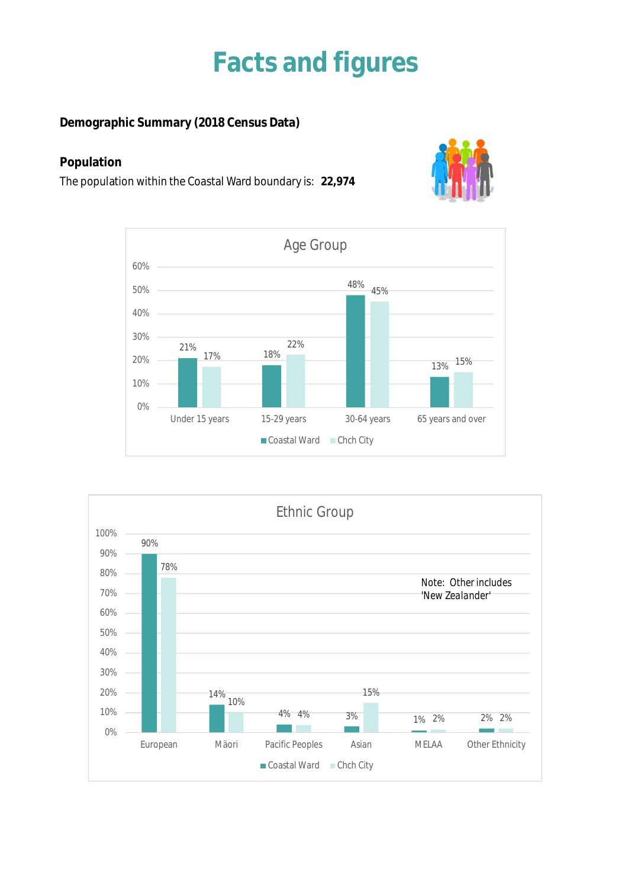# Facts and figures

**Demographic Summary (2018 Census Data)**

**Population**

The population within the Coastal Ward boundary is: **22,974**

**Age Group**

| Age Group | Coastal Ward | Chch City |
|---|---|---|
| Under 15 years | 21% | 17% |
| 15-29 years | 18% | 22% |
| 30-64 years | 48% | 45% |
| 65 years and over | 13% | 15% |

**Ethnic Group**

| Ethnic Group | Coastal Ward | Chch City |
|---|---|---|
| European | 90% | 78% |
| Māori | 14% | 10% |
| Pacific Peoples | 4% | 4% |
| Asian | 3% | 15% |
| MELAA | 1% | 2% |
| Other Ethnicity | 2% | 2% |

Note: Other includes 'New Zealander'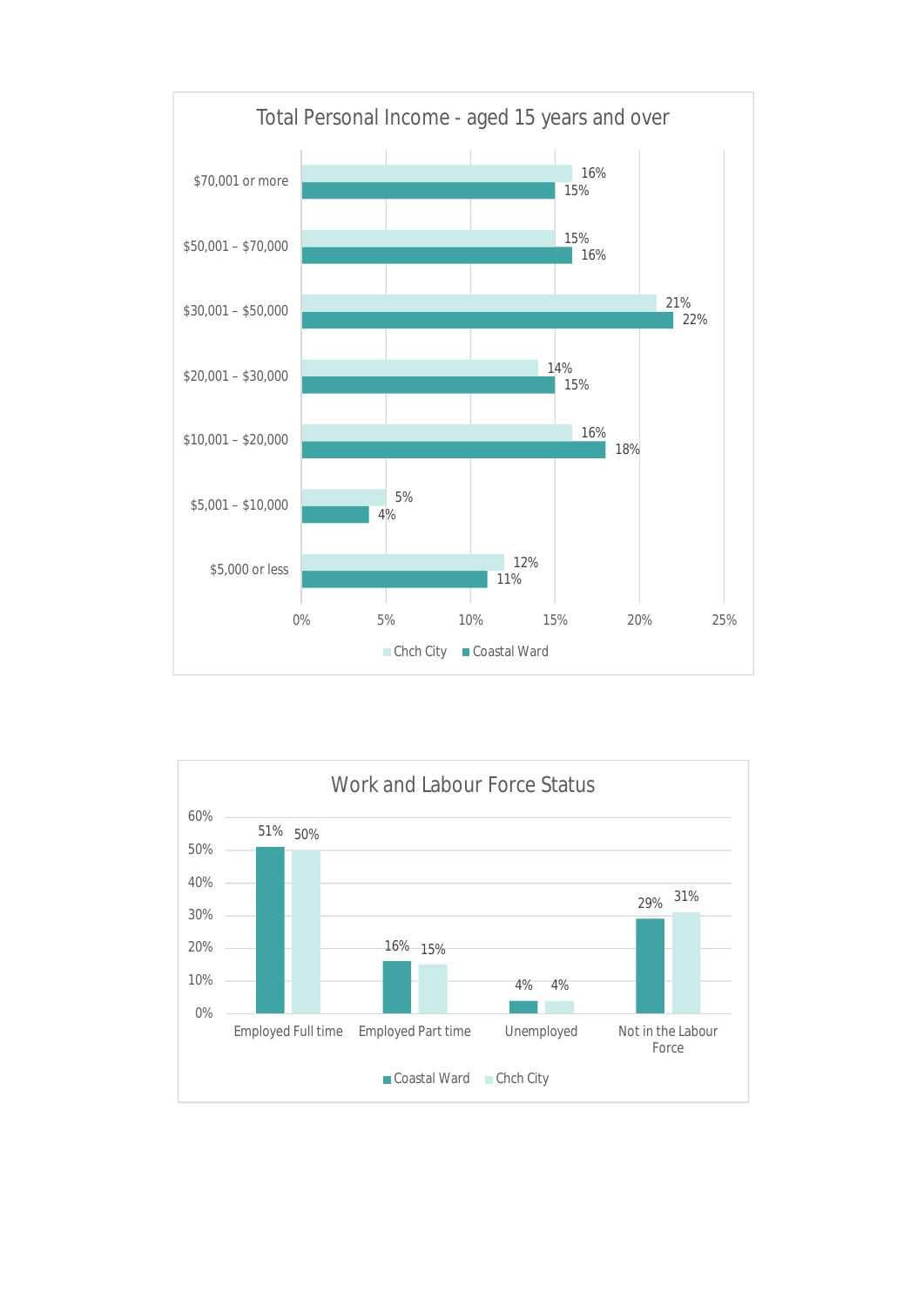## Total Personal Income - aged 15 years and over

| Income | Chch City | Coastal Ward |
|---|---|---|
| $70,001 or more | 16% | 15% |
| $50,001 – $70,000 | 15% | 16% |
| $30,001 – $50,000 | 21% | 22% |
| $20,001 – $30,000 | 14% | 15% |
| $10,001 – $20,000 | 16% | 18% |
| $5,001 – $10,000 | 5% | 4% |
| $5,000 or less | 12% | 11% |

## Work and Labour Force Status

| Status | Coastal Ward | Chch City |
|---|---|---|
| Employed Full time | 51% | 50% |
| Employed Part time | 16% | 15% |
| Unemployed | 4% | 4% |
| Not in the Labour Force | 29% | 31% |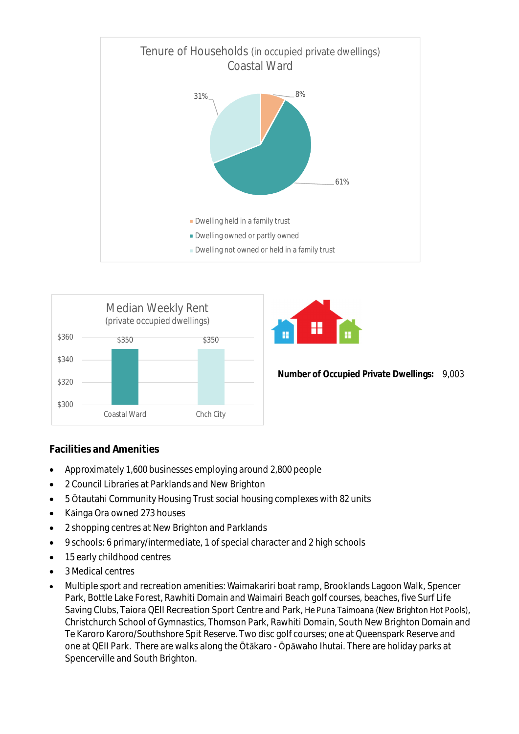**Tenure of Households** (in occupied private dwellings)
**Coastal Ward**

| Tenure | Percentage |
| --- | --- |
| Dwelling held in a family trust | 8% |
| Dwelling owned or partly owned | 61% |
| Dwelling not owned or held in a family trust | 31% |

**Median Weekly Rent**
(private occupied dwellings)

| Area | Median Weekly Rent |
| --- | --- |
| Coastal Ward | $350 |
| Chch City | $350 |

**Number of Occupied Private Dwellings:** 9,003

## Facilities and Amenities

- Approximately 1,600 businesses employing around 2,800 people
- 2 Council Libraries at Parklands and New Brighton
- 5 Ōtautahi Community Housing Trust social housing complexes with 82 units
- Kāinga Ora owned 273 houses
- 2 shopping centres at New Brighton and Parklands
- 9 schools: 6 primary/intermediate, 1 of special character and 2 high schools
- 15 early childhood centres
- 3 Medical centres
- Multiple sport and recreation amenities: Waimakariri boat ramp, Brooklands Lagoon Walk, Spencer Park, Bottle Lake Forest, Rawhiti Domain and Waimairi Beach golf courses, beaches, five Surf Life Saving Clubs, Taiora QEII Recreation Sport Centre and Park, He Puna Taimoana (New Brighton Hot Pools), Christchurch School of Gymnastics, Thomson Park, Rawhiti Domain, South New Brighton Domain and Te Karoro Karoro/Southshore Spit Reserve. Two disc golf courses; one at Queenspark Reserve and one at QEII Park. There are walks along the Ōtākaro - Ōpāwaho Ihutai. There are holiday parks at Spencerville and South Brighton.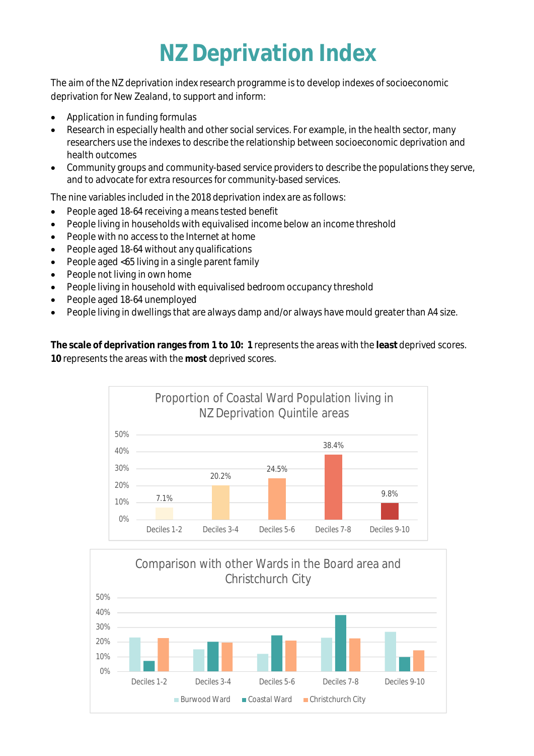# NZ Deprivation Index

The aim of the NZ deprivation index research programme is to develop indexes of socioeconomic deprivation for New Zealand, to support and inform:

- Application in funding formulas
- Research in especially health and other social services. For example, in the health sector, many researchers use the indexes to describe the relationship between socioeconomic deprivation and health outcomes
- Community groups and community-based service providers to describe the populations they serve, and to advocate for extra resources for community-based services.

The nine variables included in the 2018 deprivation index are as follows:

- People aged 18-64 receiving a means tested benefit
- People living in households with equivalised income below an income threshold
- People with no access to the Internet at home
- People aged 18-64 without any qualifications
- People aged <65 living in a single parent family
- People not living in own home
- People living in household with equivalised bedroom occupancy threshold
- People aged 18-64 unemployed
- People living in dwellings that are always damp and/or always have mould greater than A4 size.

**The scale of deprivation ranges from 1 to 10: 1** represents the areas with the **least** deprived scores. **10** represents the areas with the **most** deprived scores.

**Proportion of Coastal Ward Population living in NZ Deprivation Quintile areas**

| Deciles 1-2 | Deciles 3-4 | Deciles 5-6 | Deciles 7-8 | Deciles 9-10 |
|---|---|---|---|---|
| 7.1% | 20.2% | 24.5% | 38.4% | 9.8% |

**Comparison with other Wards in the Board area and Christchurch City**

(Bar chart comparing Burwood Ward, Coastal Ward and Christchurch City across Deciles 1-2, Deciles 3-4, Deciles 5-6, Deciles 7-8 and Deciles 9-10; y-axis 0%–50%.)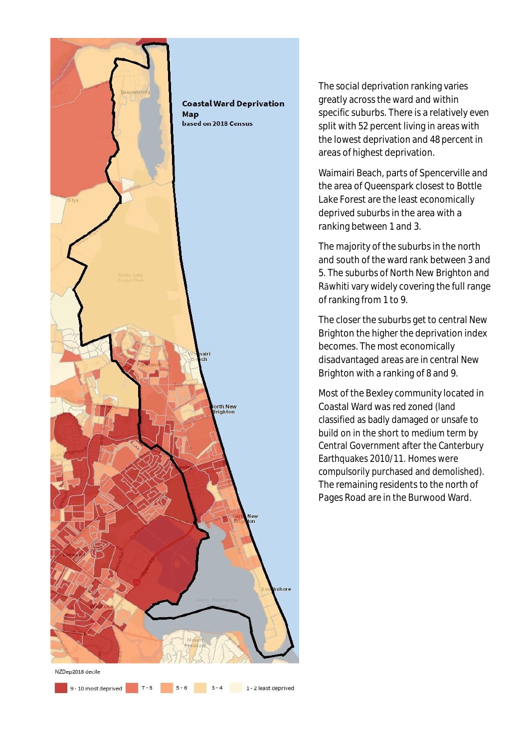**Coastal Ward Deprivation Map**
**based on 2018 Census**

NZDep2018 decile

9 - 10 most deprived | 7 - 8 | 5 - 6 | 3 - 4 | 1 - 2 least deprived

The social deprivation ranking varies greatly across the ward and within specific suburbs. There is a relatively even split with 52 percent living in areas with the lowest deprivation and 48 percent in areas of highest deprivation.

Waimairi Beach, parts of Spencerville and the area of Queenspark closest to Bottle Lake Forest are the least economically deprived suburbs in the area with a ranking between 1 and 3.

The majority of the suburbs in the north and south of the ward rank between 3 and 5. The suburbs of North New Brighton and Rāwhiti vary widely covering the full range of ranking from 1 to 9.

The closer the suburbs get to central New Brighton the higher the deprivation index becomes. The most economically disadvantaged areas are in central New Brighton with a ranking of 8 and 9.

Most of the Bexley community located in Coastal Ward was red zoned (land classified as badly damaged or unsafe to build on in the short to medium term by Central Government after the Canterbury Earthquakes 2010/11. Homes were compulsorily purchased and demolished). The remaining residents to the north of Pages Road are in the Burwood Ward.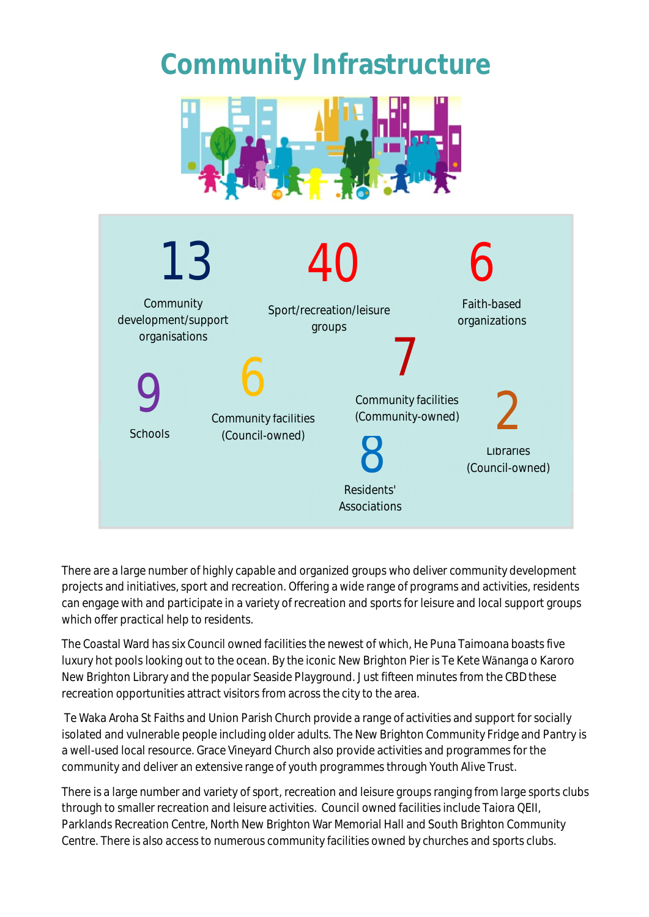# Community Infrastructure

13
Community development/support organisations

40
Sport/recreation/leisure groups

6
Faith-based organizations

9
Schools

6
Community facilities (Council-owned)

7
Community facilities (Community-owned)

2
Libraries (Council-owned)

8
Residents' Associations

There are a large number of highly capable and organized groups who deliver community development projects and initiatives, sport and recreation. Offering a wide range of programs and activities, residents can engage with and participate in a variety of recreation and sports for leisure and local support groups which offer practical help to residents.

The Coastal Ward has six Council owned facilities the newest of which, He Puna Taimoana boasts five luxury hot pools looking out to the ocean. By the iconic New Brighton Pier is Te Kete Wānanga o Karoro New Brighton Library and the popular Seaside Playground. Just fifteen minutes from the CBD these recreation opportunities attract visitors from across the city to the area.

Te Waka Aroha St Faiths and Union Parish Church provide a range of activities and support for socially isolated and vulnerable people including older adults. The New Brighton Community Fridge and Pantry is a well-used local resource. Grace Vineyard Church also provide activities and programmes for the community and deliver an extensive range of youth programmes through Youth Alive Trust.

There is a large number and variety of sport, recreation and leisure groups ranging from large sports clubs through to smaller recreation and leisure activities. Council owned facilities include Taiora QEII, Parklands Recreation Centre, North New Brighton War Memorial Hall and South Brighton Community Centre. There is also access to numerous community facilities owned by churches and sports clubs.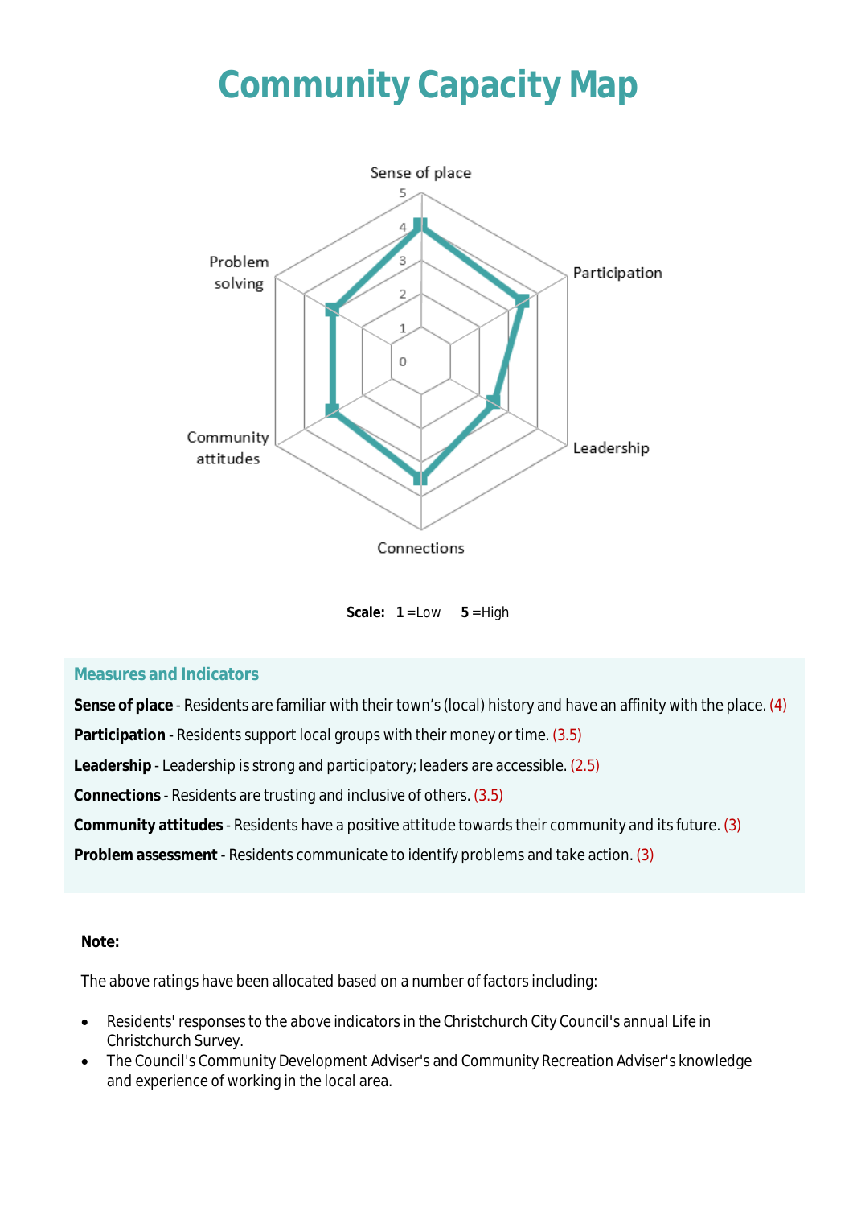# Community Capacity Map

Sense of place

Participation

Leadership

Connections

Community attitudes

Problem solving

5
4
3
2
1
0

**Scale:** **1** =Low **5** =High

### Measures and Indicators

**Sense of place** - Residents are familiar with their town's (local) history and have an affinity with the place. (4)

**Participation** - Residents support local groups with their money or time. (3.5)

**Leadership** - Leadership is strong and participatory; leaders are accessible. (2.5)

**Connections** - Residents are trusting and inclusive of others. (3.5)

**Community attitudes** - Residents have a positive attitude towards their community and its future. (3)

**Problem assessment** - Residents communicate to identify problems and take action. (3)

**Note:**

The above ratings have been allocated based on a number of factors including:

- Residents' responses to the above indicators in the Christchurch City Council's annual Life in Christchurch Survey.
- The Council's Community Development Adviser's and Community Recreation Adviser's knowledge and experience of working in the local area.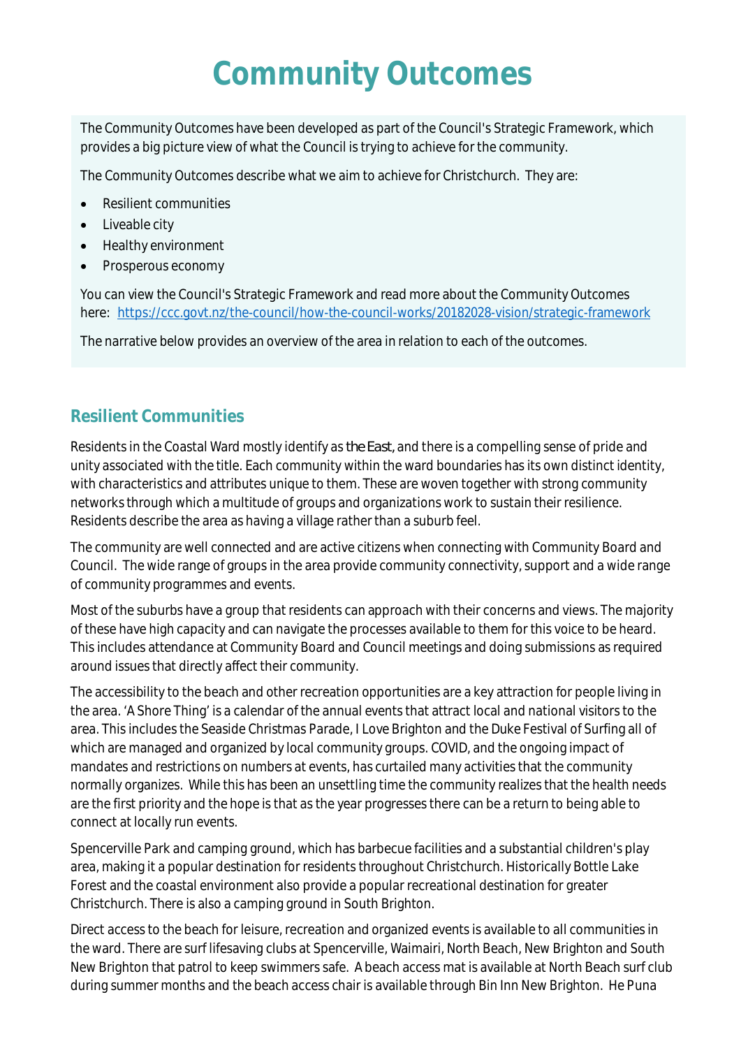# Community Outcomes

The Community Outcomes have been developed as part of the Council's Strategic Framework, which provides a big picture view of what the Council is trying to achieve for the community.

The Community Outcomes describe what we aim to achieve for Christchurch. They are:

- Resilient communities
- Liveable city
- Healthy environment
- Prosperous economy

You can view the Council's Strategic Framework and read more about the Community Outcomes here: https://ccc.govt.nz/the-council/how-the-council-works/20182028-vision/strategic-framework

The narrative below provides an overview of the area in relation to each of the outcomes.

## Resilient Communities

Residents in the Coastal Ward mostly identify as the East, and there is a compelling sense of pride and unity associated with the title. Each community within the ward boundaries has its own distinct identity, with characteristics and attributes unique to them. These are woven together with strong community networks through which a multitude of groups and organizations work to sustain their resilience. Residents describe the area as having a village rather than a suburb feel.

The community are well connected and are active citizens when connecting with Community Board and Council. The wide range of groups in the area provide community connectivity, support and a wide range of community programmes and events.

Most of the suburbs have a group that residents can approach with their concerns and views. The majority of these have high capacity and can navigate the processes available to them for this voice to be heard. This includes attendance at Community Board and Council meetings and doing submissions as required around issues that directly affect their community.

The accessibility to the beach and other recreation opportunities are a key attraction for people living in the area. 'A Shore Thing' is a calendar of the annual events that attract local and national visitors to the area. This includes the Seaside Christmas Parade, I Love Brighton and the Duke Festival of Surfing all of which are managed and organized by local community groups. COVID, and the ongoing impact of mandates and restrictions on numbers at events, has curtailed many activities that the community normally organizes. While this has been an unsettling time the community realizes that the health needs are the first priority and the hope is that as the year progresses there can be a return to being able to connect at locally run events.

Spencerville Park and camping ground, which has barbecue facilities and a substantial children's play area, making it a popular destination for residents throughout Christchurch. Historically Bottle Lake Forest and the coastal environment also provide a popular recreational destination for greater Christchurch. There is also a camping ground in South Brighton.

Direct access to the beach for leisure, recreation and organized events is available to all communities in the ward. There are surf lifesaving clubs at Spencerville, Waimairi, North Beach, New Brighton and South New Brighton that patrol to keep swimmers safe. A beach access mat is available at North Beach surf club during summer months and the beach access chair is available through Bin Inn New Brighton. He Puna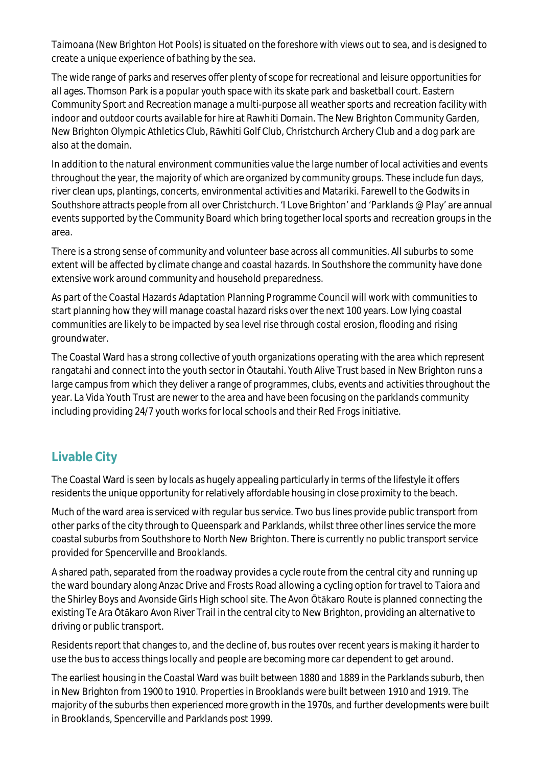Taimoana (New Brighton Hot Pools) is situated on the foreshore with views out to sea, and is designed to create a unique experience of bathing by the sea.

The wide range of parks and reserves offer plenty of scope for recreational and leisure opportunities for all ages. Thomson Park is a popular youth space with its skate park and basketball court. Eastern Community Sport and Recreation manage a multi-purpose all weather sports and recreation facility with indoor and outdoor courts available for hire at Rawhiti Domain. The New Brighton Community Garden, New Brighton Olympic Athletics Club, Rāwhiti Golf Club, Christchurch Archery Club and a dog park are also at the domain.

In addition to the natural environment communities value the large number of local activities and events throughout the year, the majority of which are organized by community groups. These include fun days, river clean ups, plantings, concerts, environmental activities and Matariki. Farewell to the Godwits in Southshore attracts people from all over Christchurch. 'I Love Brighton' and 'Parklands @ Play' are annual events supported by the Community Board which bring together local sports and recreation groups in the area.

There is a strong sense of community and volunteer base across all communities. All suburbs to some extent will be affected by climate change and coastal hazards. In Southshore the community have done extensive work around community and household preparedness.

As part of the Coastal Hazards Adaptation Planning Programme Council will work with communities to start planning how they will manage coastal hazard risks over the next 100 years. Low lying coastal communities are likely to be impacted by sea level rise through costal erosion, flooding and rising groundwater.

The Coastal Ward has a strong collective of youth organizations operating with the area which represent rangatahi and connect into the youth sector in Ōtautahi. Youth Alive Trust based in New Brighton runs a large campus from which they deliver a range of programmes, clubs, events and activities throughout the year. La Vida Youth Trust are newer to the area and have been focusing on the parklands community including providing 24/7 youth works for local schools and their Red Frogs initiative.

## Livable City

The Coastal Ward is seen by locals as hugely appealing particularly in terms of the lifestyle it offers residents the unique opportunity for relatively affordable housing in close proximity to the beach.

Much of the ward area is serviced with regular bus service. Two bus lines provide public transport from other parks of the city through to Queenspark and Parklands, whilst three other lines service the more coastal suburbs from Southshore to North New Brighton. There is currently no public transport service provided for Spencerville and Brooklands.

A shared path, separated from the roadway provides a cycle route from the central city and running up the ward boundary along Anzac Drive and Frosts Road allowing a cycling option for travel to Taiora and the Shirley Boys and Avonside Girls High school site. The Avon Ōtākaro Route is planned connecting the existing Te Ara Ōtākaro Avon River Trail in the central city to New Brighton, providing an alternative to driving or public transport.

Residents report that changes to, and the decline of, bus routes over recent years is making it harder to use the bus to access things locally and people are becoming more car dependent to get around.

The earliest housing in the Coastal Ward was built between 1880 and 1889 in the Parklands suburb, then in New Brighton from 1900 to 1910. Properties in Brooklands were built between 1910 and 1919. The majority of the suburbs then experienced more growth in the 1970s, and further developments were built in Brooklands, Spencerville and Parklands post 1999.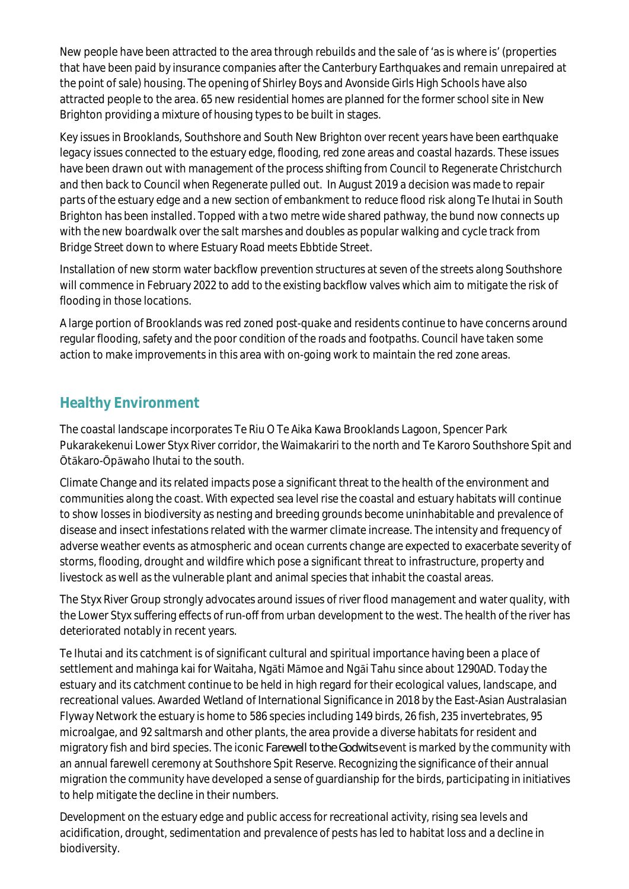New people have been attracted to the area through rebuilds and the sale of 'as is where is' (properties that have been paid by insurance companies after the Canterbury Earthquakes and remain unrepaired at the point of sale) housing. The opening of Shirley Boys and Avonside Girls High Schools have also attracted people to the area. 65 new residential homes are planned for the former school site in New Brighton providing a mixture of housing types to be built in stages.

Key issues in Brooklands, Southshore and South New Brighton over recent years have been earthquake legacy issues connected to the estuary edge, flooding, red zone areas and coastal hazards. These issues have been drawn out with management of the process shifting from Council to Regenerate Christchurch and then back to Council when Regenerate pulled out. In August 2019 a decision was made to repair parts of the estuary edge and a new section of embankment to reduce flood risk along Te Ihutai in South Brighton has been installed. Topped with a two metre wide shared pathway, the bund now connects up with the new boardwalk over the salt marshes and doubles as popular walking and cycle track from Bridge Street down to where Estuary Road meets Ebbtide Street.

Installation of new storm water backflow prevention structures at seven of the streets along Southshore will commence in February 2022 to add to the existing backflow valves which aim to mitigate the risk of flooding in those locations.

A large portion of Brooklands was red zoned post-quake and residents continue to have concerns around regular flooding, safety and the poor condition of the roads and footpaths. Council have taken some action to make improvements in this area with on-going work to maintain the red zone areas.

## Healthy Environment

The coastal landscape incorporates Te Riu O Te Aika Kawa Brooklands Lagoon, Spencer Park Pukarakekenui Lower Styx River corridor, the Waimakariri to the north and Te Karoro Southshore Spit and Ōtākaro-Ōpāwaho Ihutai to the south.

Climate Change and its related impacts pose a significant threat to the health of the environment and communities along the coast. With expected sea level rise the coastal and estuary habitats will continue to show losses in biodiversity as nesting and breeding grounds become uninhabitable and prevalence of disease and insect infestations related with the warmer climate increase. The intensity and frequency of adverse weather events as atmospheric and ocean currents change are expected to exacerbate severity of storms, flooding, drought and wildfire which pose a significant threat to infrastructure, property and livestock as well as the vulnerable plant and animal species that inhabit the coastal areas.

The Styx River Group strongly advocates around issues of river flood management and water quality, with the Lower Styx suffering effects of run-off from urban development to the west. The health of the river has deteriorated notably in recent years.

Te Ihutai and its catchment is of significant cultural and spiritual importance having been a place of settlement and mahinga kai for Waitaha, Ngāti Māmoe and Ngāi Tahu since about 1290AD. Today the estuary and its catchment continue to be held in high regard for their ecological values, landscape, and recreational values. Awarded Wetland of International Significance in 2018 by the East-Asian Australasian Flyway Network the estuary is home to 586 species including 149 birds, 26 fish, 235 invertebrates, 95 microalgae, and 92 saltmarsh and other plants, the area provide a diverse habitats for resident and migratory fish and bird species. The iconic *Farewell to the Godwits* event is marked by the community with an annual farewell ceremony at Southshore Spit Reserve. Recognizing the significance of their annual migration the community have developed a sense of guardianship for the birds, participating in initiatives to help mitigate the decline in their numbers.

Development on the estuary edge and public access for recreational activity, rising sea levels and acidification, drought, sedimentation and prevalence of pests has led to habitat loss and a decline in biodiversity.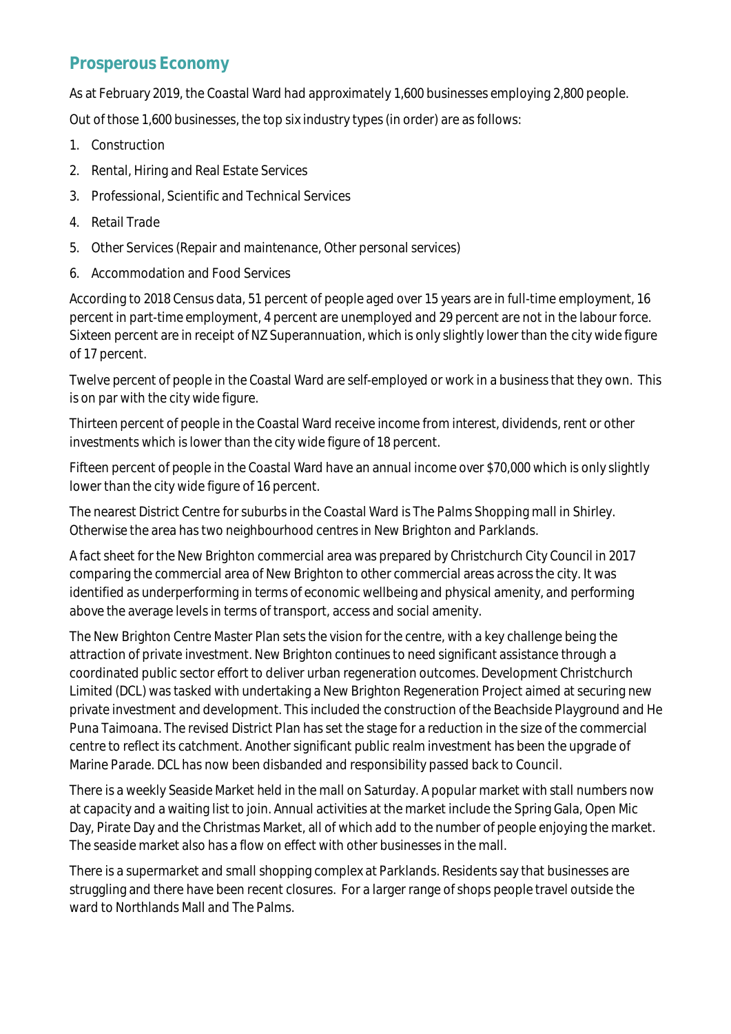## Prosperous Economy

As at February 2019, the Coastal Ward had approximately 1,600 businesses employing 2,800 people.

Out of those 1,600 businesses, the top six industry types (in order) are as follows:

1. Construction
2. Rental, Hiring and Real Estate Services
3. Professional, Scientific and Technical Services
4. Retail Trade
5. Other Services (Repair and maintenance, Other personal services)
6. Accommodation and Food Services

According to 2018 Census data, 51 percent of people aged over 15 years are in full-time employment, 16 percent in part-time employment, 4 percent are unemployed and 29 percent are not in the labour force. Sixteen percent are in receipt of NZ Superannuation, which is only slightly lower than the city wide figure of 17 percent.

Twelve percent of people in the Coastal Ward are self-employed or work in a business that they own. This is on par with the city wide figure.

Thirteen percent of people in the Coastal Ward receive income from interest, dividends, rent or other investments which is lower than the city wide figure of 18 percent.

Fifteen percent of people in the Coastal Ward have an annual income over $70,000 which is only slightly lower than the city wide figure of 16 percent.

The nearest District Centre for suburbs in the Coastal Ward is The Palms Shopping mall in Shirley. Otherwise the area has two neighbourhood centres in New Brighton and Parklands.

A fact sheet for the New Brighton commercial area was prepared by Christchurch City Council in 2017 comparing the commercial area of New Brighton to other commercial areas across the city. It was identified as underperforming in terms of economic wellbeing and physical amenity, and performing above the average levels in terms of transport, access and social amenity.

The New Brighton Centre Master Plan sets the vision for the centre, with a key challenge being the attraction of private investment. New Brighton continues to need significant assistance through a coordinated public sector effort to deliver urban regeneration outcomes. Development Christchurch Limited (DCL) was tasked with undertaking a New Brighton Regeneration Project aimed at securing new private investment and development. This included the construction of the Beachside Playground and He Puna Taimoana. The revised District Plan has set the stage for a reduction in the size of the commercial centre to reflect its catchment. Another significant public realm investment has been the upgrade of Marine Parade. DCL has now been disbanded and responsibility passed back to Council.

There is a weekly Seaside Market held in the mall on Saturday. A popular market with stall numbers now at capacity and a waiting list to join. Annual activities at the market include the Spring Gala, Open Mic Day, Pirate Day and the Christmas Market, all of which add to the number of people enjoying the market. The seaside market also has a flow on effect with other businesses in the mall.

There is a supermarket and small shopping complex at Parklands. Residents say that businesses are struggling and there have been recent closures. For a larger range of shops people travel outside the ward to Northlands Mall and The Palms.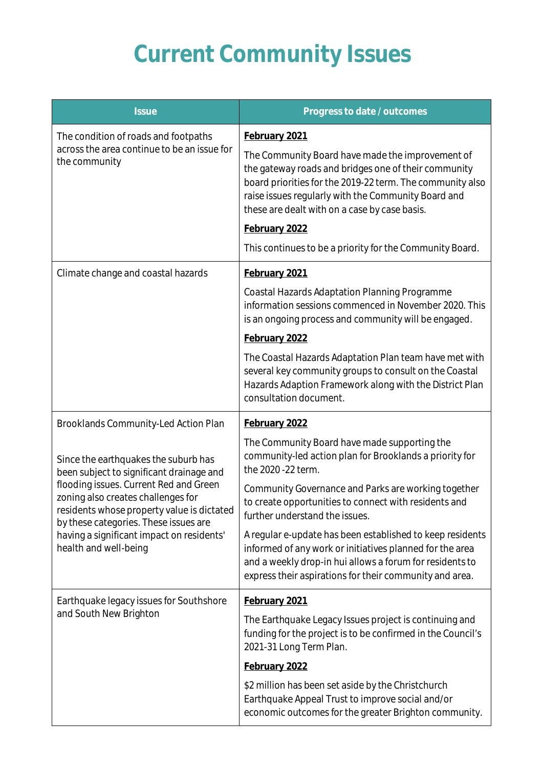# Current Community Issues

| Issue | Progress to date / outcomes |
|---|---|
| The condition of roads and footpaths across the area continue to be an issue for the community | **February 2021**<br><br>The Community Board have made the improvement of the gateway roads and bridges one of their community board priorities for the 2019-22 term. The community also raise issues regularly with the Community Board and these are dealt with on a case by case basis.<br><br>**February 2022**<br><br>This continues to be a priority for the Community Board. |
| Climate change and coastal hazards | **February 2021**<br><br>Coastal Hazards Adaptation Planning Programme information sessions commenced in November 2020. This is an ongoing process and community will be engaged.<br><br>**February 2022**<br><br>The Coastal Hazards Adaptation Plan team have met with several key community groups to consult on the Coastal Hazards Adaption Framework along with the District Plan consultation document. |
| Brooklands Community-Led Action Plan<br><br>Since the earthquakes the suburb has been subject to significant drainage and flooding issues. Current Red and Green zoning also creates challenges for residents whose property value is dictated by these categories. These issues are having a significant impact on residents' health and well-being | **February 2022**<br><br>The Community Board have made supporting the community-led action plan for Brooklands a priority for the 2020 -22 term.<br><br>Community Governance and Parks are working together to create opportunities to connect with residents and further understand the issues.<br><br>A regular e-update has been established to keep residents informed of any work or initiatives planned for the area and a weekly drop-in hui allows a forum for residents to express their aspirations for their community and area. |
| Earthquake legacy issues for Southshore and South New Brighton | **February 2021**<br><br>The Earthquake Legacy Issues project is continuing and funding for the project is to be confirmed in the Council's 2021-31 Long Term Plan.<br><br>**February 2022**<br><br>$2 million has been set aside by the Christchurch Earthquake Appeal Trust to improve social and/or economic outcomes for the greater Brighton community. |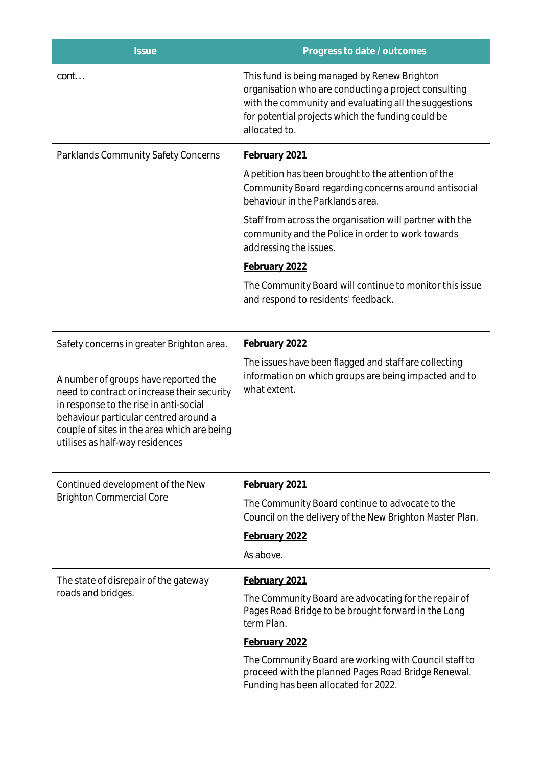| Issue | Progress to date / outcomes |
|---|---|
| cont… | This fund is being managed by Renew Brighton organisation who are conducting a project consulting with the community and evaluating all the suggestions for potential projects which the funding could be allocated to. |
| Parklands Community Safety Concerns | **February 2021**<br><br>A petition has been brought to the attention of the Community Board regarding concerns around antisocial behaviour in the Parklands area.<br><br>Staff from across the organisation will partner with the community and the Police in order to work towards addressing the issues.<br><br>**February 2022**<br><br>The Community Board will continue to monitor this issue and respond to residents' feedback. |
| Safety concerns in greater Brighton area.<br><br>A number of groups have reported the need to contract or increase their security in response to the rise in anti-social behaviour particular centred around a couple of sites in the area which are being utilises as half-way residences | **February 2022**<br><br>The issues have been flagged and staff are collecting information on which groups are being impacted and to what extent. |
| Continued development of the New Brighton Commercial Core | **February 2021**<br><br>The Community Board continue to advocate to the Council on the delivery of the New Brighton Master Plan.<br><br>**February 2022**<br><br>As above. |
| The state of disrepair of the gateway roads and bridges. | **February 2021**<br><br>The Community Board are advocating for the repair of Pages Road Bridge to be brought forward in the Long term Plan.<br><br>**February 2022**<br><br>The Community Board are working with Council staff to proceed with the planned Pages Road Bridge Renewal. Funding has been allocated for 2022. |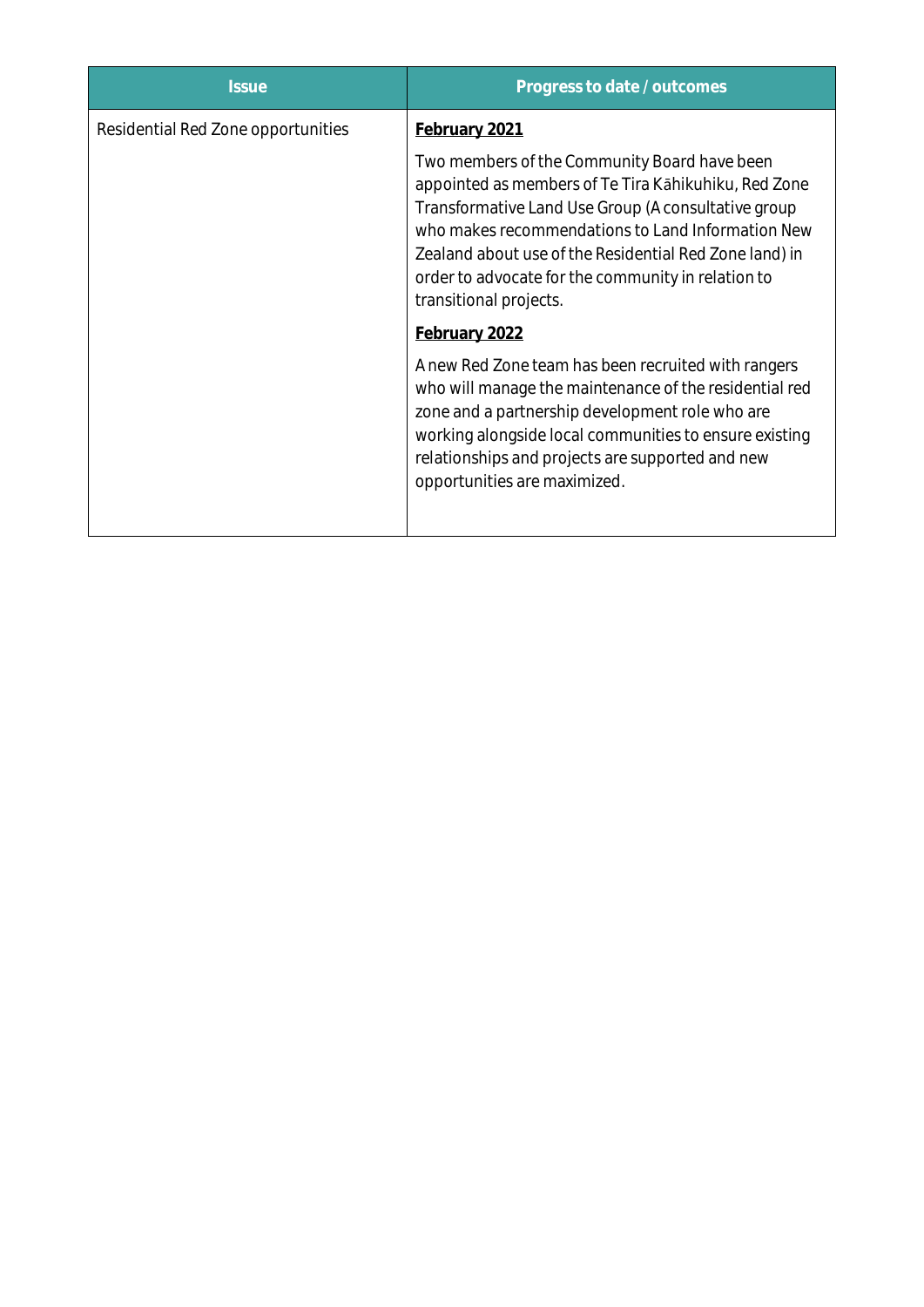| Issue | Progress to date / outcomes |
| --- | --- |
| Residential Red Zone opportunities | **February 2021**<br><br>Two members of the Community Board have been appointed as members of Te Tira Kāhikuhiku, Red Zone Transformative Land Use Group (A consultative group who makes recommendations to Land Information New Zealand about use of the Residential Red Zone land) in order to advocate for the community in relation to transitional projects.<br><br>**February 2022**<br><br>A new Red Zone team has been recruited with rangers who will manage the maintenance of the residential red zone and a partnership development role who are working alongside local communities to ensure existing relationships and projects are supported and new opportunities are maximized. |